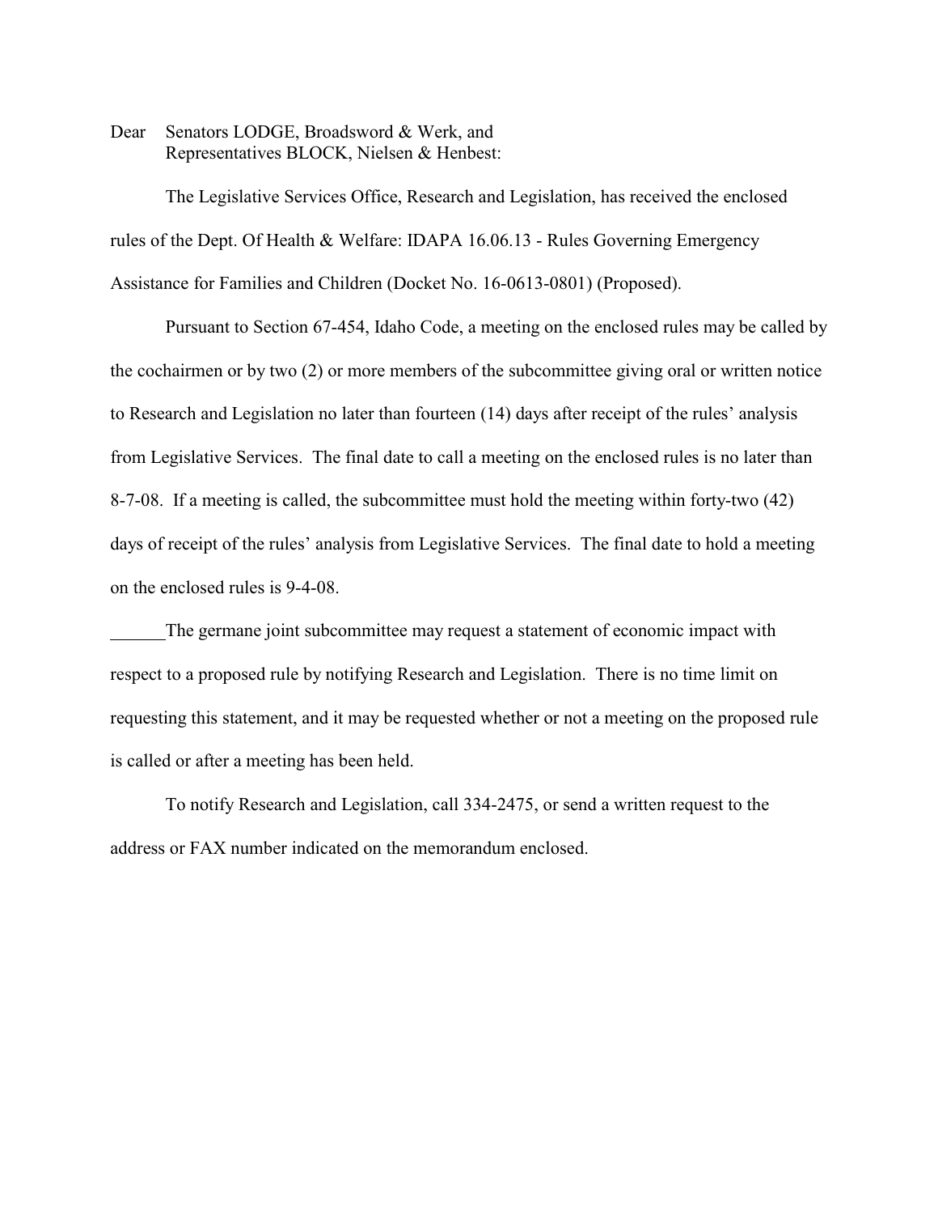Dear Senators LODGE, Broadsword & Werk, and
Representatives BLOCK, Nielsen & Henbest:

The Legislative Services Office, Research and Legislation, has received the enclosed rules of the Dept. Of Health & Welfare: IDAPA 16.06.13 - Rules Governing Emergency Assistance for Families and Children (Docket No. 16-0613-0801) (Proposed).

Pursuant to Section 67-454, Idaho Code, a meeting on the enclosed rules may be called by the cochairmen or by two (2) or more members of the subcommittee giving oral or written notice to Research and Legislation no later than fourteen (14) days after receipt of the rules' analysis from Legislative Services. The final date to call a meeting on the enclosed rules is no later than 8-7-08. If a meeting is called, the subcommittee must hold the meeting within forty-two (42) days of receipt of the rules' analysis from Legislative Services. The final date to hold a meeting on the enclosed rules is 9-4-08.

______The germane joint subcommittee may request a statement of economic impact with respect to a proposed rule by notifying Research and Legislation. There is no time limit on requesting this statement, and it may be requested whether or not a meeting on the proposed rule is called or after a meeting has been held.

To notify Research and Legislation, call 334-2475, or send a written request to the address or FAX number indicated on the memorandum enclosed.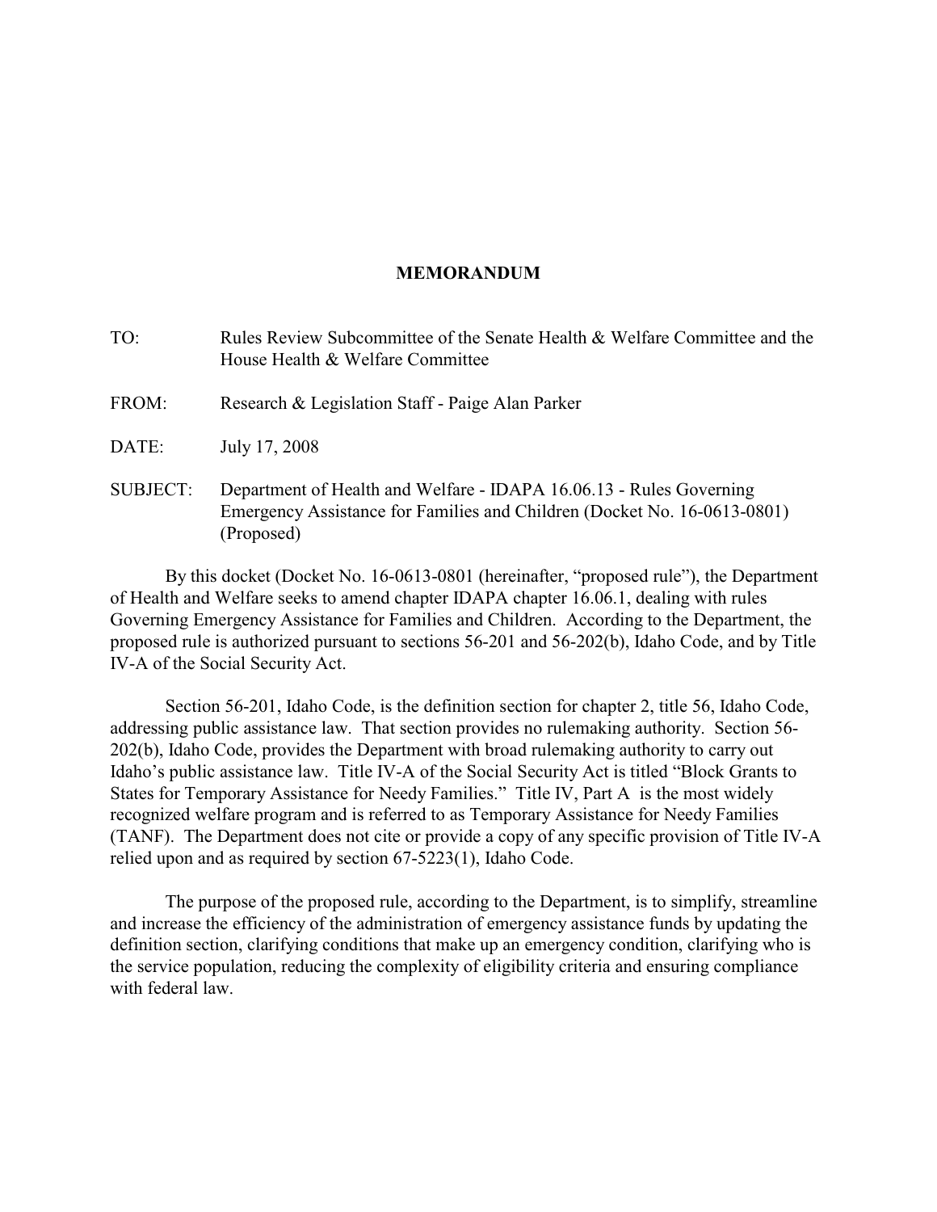**MEMORANDUM**

TO: Rules Review Subcommittee of the Senate Health & Welfare Committee and the House Health & Welfare Committee

FROM: Research & Legislation Staff - Paige Alan Parker

DATE: July 17, 2008

SUBJECT: Department of Health and Welfare - IDAPA 16.06.13 - Rules Governing Emergency Assistance for Families and Children (Docket No. 16-0613-0801) (Proposed)

By this docket (Docket No. 16-0613-0801 (hereinafter, "proposed rule"), the Department of Health and Welfare seeks to amend chapter IDAPA chapter 16.06.1, dealing with rules Governing Emergency Assistance for Families and Children. According to the Department, the proposed rule is authorized pursuant to sections 56-201 and 56-202(b), Idaho Code, and by Title IV-A of the Social Security Act.

Section 56-201, Idaho Code, is the definition section for chapter 2, title 56, Idaho Code, addressing public assistance law. That section provides no rulemaking authority. Section 56-202(b), Idaho Code, provides the Department with broad rulemaking authority to carry out Idaho's public assistance law. Title IV-A of the Social Security Act is titled "Block Grants to States for Temporary Assistance for Needy Families." Title IV, Part A is the most widely recognized welfare program and is referred to as Temporary Assistance for Needy Families (TANF). The Department does not cite or provide a copy of any specific provision of Title IV-A relied upon and as required by section 67-5223(1), Idaho Code.

The purpose of the proposed rule, according to the Department, is to simplify, streamline and increase the efficiency of the administration of emergency assistance funds by updating the definition section, clarifying conditions that make up an emergency condition, clarifying who is the service population, reducing the complexity of eligibility criteria and ensuring compliance with federal law.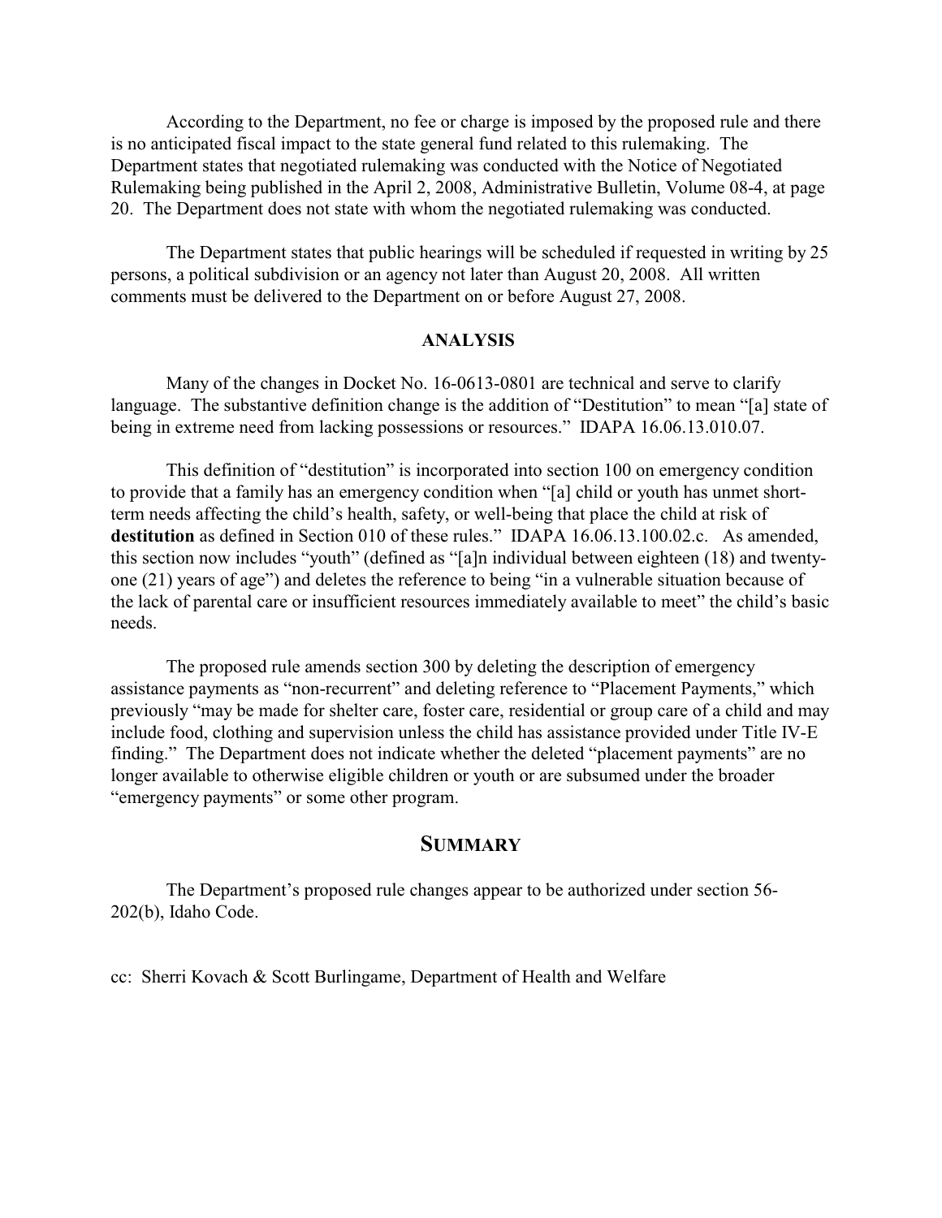According to the Department, no fee or charge is imposed by the proposed rule and there is no anticipated fiscal impact to the state general fund related to this rulemaking. The Department states that negotiated rulemaking was conducted with the Notice of Negotiated Rulemaking being published in the April 2, 2008, Administrative Bulletin, Volume 08-4, at page 20. The Department does not state with whom the negotiated rulemaking was conducted.

The Department states that public hearings will be scheduled if requested in writing by 25 persons, a political subdivision or an agency not later than August 20, 2008. All written comments must be delivered to the Department on or before August 27, 2008.

## ANALYSIS

Many of the changes in Docket No. 16-0613-0801 are technical and serve to clarify language. The substantive definition change is the addition of "Destitution" to mean "[a] state of being in extreme need from lacking possessions or resources." IDAPA 16.06.13.010.07.

This definition of "destitution" is incorporated into section 100 on emergency condition to provide that a family has an emergency condition when "[a] child or youth has unmet short-term needs affecting the child's health, safety, or well-being that place the child at risk of **destitution** as defined in Section 010 of these rules." IDAPA 16.06.13.100.02.c. As amended, this section now includes "youth" (defined as "[a]n individual between eighteen (18) and twenty-one (21) years of age") and deletes the reference to being "in a vulnerable situation because of the lack of parental care or insufficient resources immediately available to meet" the child's basic needs.

The proposed rule amends section 300 by deleting the description of emergency assistance payments as "non-recurrent" and deleting reference to "Placement Payments," which previously "may be made for shelter care, foster care, residential or group care of a child and may include food, clothing and supervision unless the child has assistance provided under Title IV-E finding." The Department does not indicate whether the deleted "placement payments" are no longer available to otherwise eligible children or youth or are subsumed under the broader "emergency payments" or some other program.

## SUMMARY

The Department's proposed rule changes appear to be authorized under section 56-202(b), Idaho Code.

cc: Sherri Kovach & Scott Burlingame, Department of Health and Welfare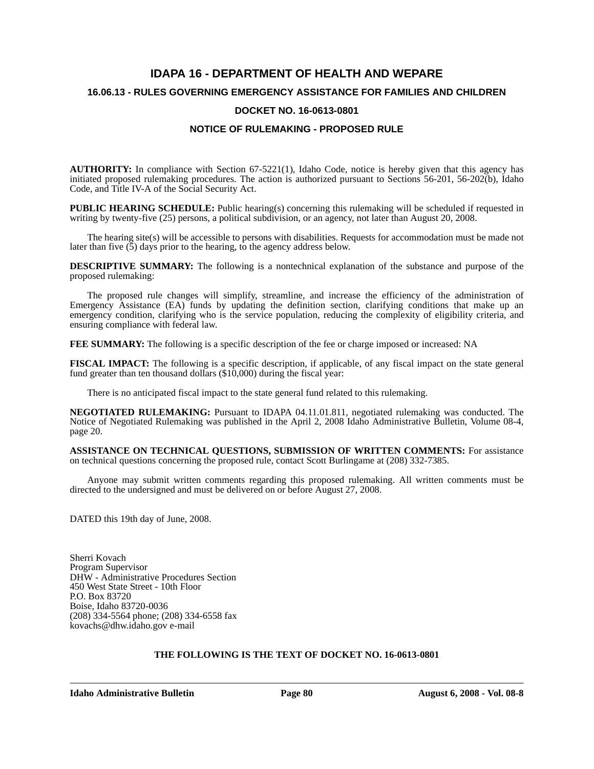# IDAPA 16 - DEPARTMENT OF HEALTH AND WEPARE

### 16.06.13 - RULES GOVERNING EMERGENCY ASSISTANCE FOR FAMILIES AND CHILDREN

### DOCKET NO. 16-0613-0801

### NOTICE OF RULEMAKING - PROPOSED RULE

**AUTHORITY:** In compliance with Section 67-5221(1), Idaho Code, notice is hereby given that this agency has initiated proposed rulemaking procedures. The action is authorized pursuant to Sections 56-201, 56-202(b), Idaho Code, and Title IV-A of the Social Security Act.

**PUBLIC HEARING SCHEDULE:** Public hearing(s) concerning this rulemaking will be scheduled if requested in writing by twenty-five (25) persons, a political subdivision, or an agency, not later than August 20, 2008.

The hearing site(s) will be accessible to persons with disabilities. Requests for accommodation must be made not later than five (5) days prior to the hearing, to the agency address below.

**DESCRIPTIVE SUMMARY:** The following is a nontechnical explanation of the substance and purpose of the proposed rulemaking:

The proposed rule changes will simplify, streamline, and increase the efficiency of the administration of Emergency Assistance (EA) funds by updating the definition section, clarifying conditions that make up an emergency condition, clarifying who is the service population, reducing the complexity of eligibility criteria, and ensuring compliance with federal law.

**FEE SUMMARY:** The following is a specific description of the fee or charge imposed or increased: NA

**FISCAL IMPACT:** The following is a specific description, if applicable, of any fiscal impact on the state general fund greater than ten thousand dollars ($10,000) during the fiscal year:

There is no anticipated fiscal impact to the state general fund related to this rulemaking.

**NEGOTIATED RULEMAKING:** Pursuant to IDAPA 04.11.01.811, negotiated rulemaking was conducted. The Notice of Negotiated Rulemaking was published in the April 2, 2008 Idaho Administrative Bulletin, Volume 08-4, page 20.

**ASSISTANCE ON TECHNICAL QUESTIONS, SUBMISSION OF WRITTEN COMMENTS:** For assistance on technical questions concerning the proposed rule, contact Scott Burlingame at (208) 332-7385.

Anyone may submit written comments regarding this proposed rulemaking. All written comments must be directed to the undersigned and must be delivered on or before August 27, 2008.

DATED this 19th day of June, 2008.

Sherri Kovach
Program Supervisor
DHW - Administrative Procedures Section
450 West State Street - 10th Floor
P.O. Box 83720
Boise, Idaho 83720-0036
(208) 334-5564 phone; (208) 334-6558 fax
kovachs@dhw.idaho.gov e-mail

**THE FOLLOWING IS THE TEXT OF DOCKET NO. 16-0613-0801**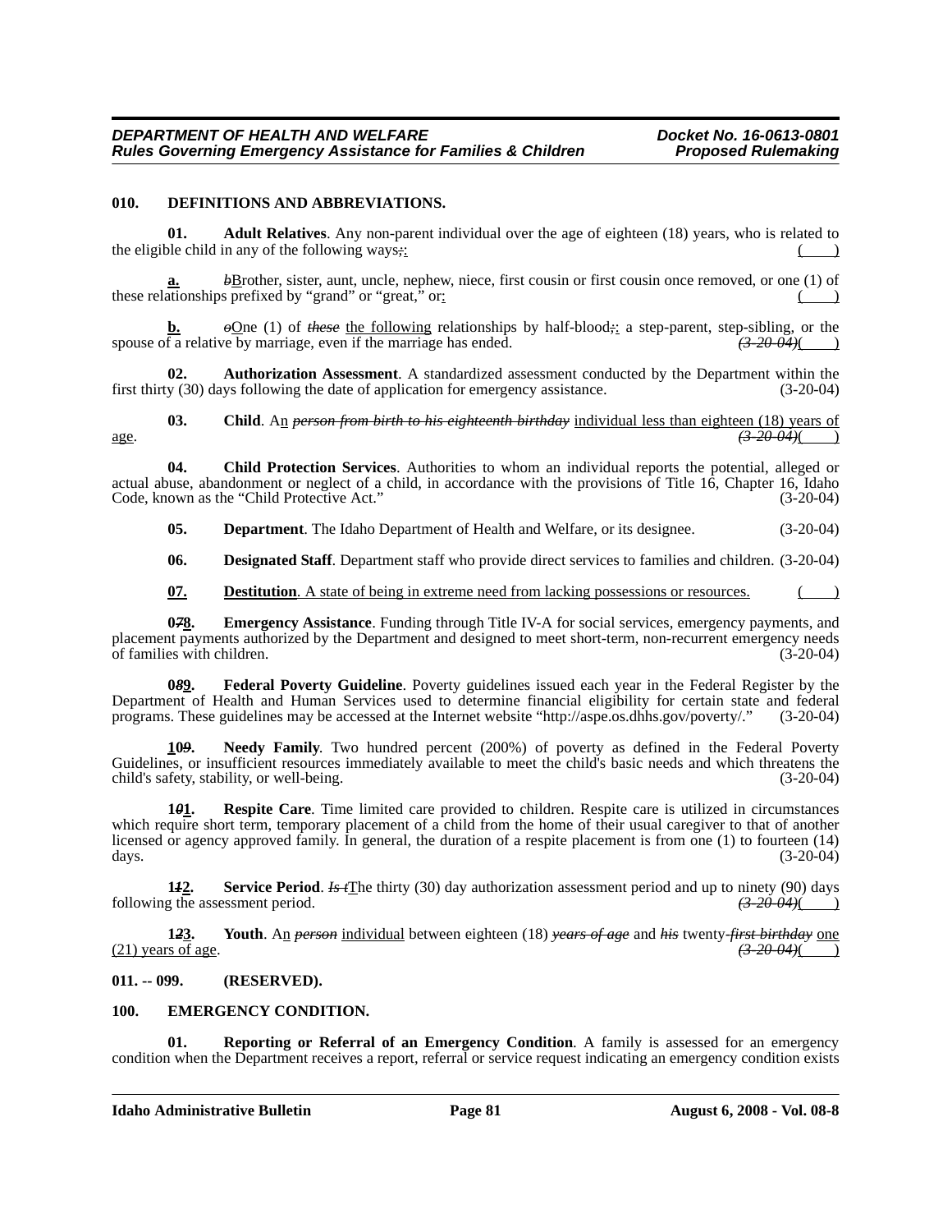### 010. DEFINITIONS AND ABBREVIATIONS.

**01. Adult Relatives**. Any non-parent individual over the age of eighteen (18) years, who is related to the eligible child in any of the following ways~~,~~: ( )

**a.** ~~b~~Brother, sister, aunt, uncle, nephew, niece, first cousin or first cousin once removed, or one (1) of these relationships prefixed by "grand" or "great," or: ( )

**b.** ~~o~~One (1) of ~~these~~ the following relationships by half-blood~~,~~: a step-parent, step-sibling, or the spouse of a relative by marriage, even if the marriage has ended. ~~(3-20-04)~~( )

**02. Authorization Assessment**. A standardized assessment conducted by the Department within the first thirty (30) days following the date of application for emergency assistance. (3-20-04)

**03. Child**. An ~~person from birth to his eighteenth birthday~~ individual less than eighteen (18) years of age. ~~(3-20-04)~~( )

**04. Child Protection Services**. Authorities to whom an individual reports the potential, alleged or actual abuse, abandonment or neglect of a child, in accordance with the provisions of Title 16, Chapter 16, Idaho Code, known as the "Child Protective Act." (3-20-04)

**05. Department**. The Idaho Department of Health and Welfare, or its designee. (3-20-04)

**06. Designated Staff**. Department staff who provide direct services to families and children. (3-20-04)

**07. Destitution**. A state of being in extreme need from lacking possessions or resources. ( )

**0~~7~~8. Emergency Assistance**. Funding through Title IV-A for social services, emergency payments, and placement payments authorized by the Department and designed to meet short-term, non-recurrent emergency needs of families with children. (3-20-04)

**0~~8~~9. Federal Poverty Guideline**. Poverty guidelines issued each year in the Federal Register by the Department of Health and Human Services used to determine financial eligibility for certain state and federal programs. These guidelines may be accessed at the Internet website "http://aspe.os.dhhs.gov/poverty/." (3-20-04)

**10~~9~~. Needy Family**. Two hundred percent (200%) of poverty as defined in the Federal Poverty Guidelines, or insufficient resources immediately available to meet the child's basic needs and which threatens the child's safety, stability, or well-being. (3-20-04)

**1~~0~~1. Respite Care**. Time limited care provided to children. Respite care is utilized in circumstances which require short term, temporary placement of a child from the home of their usual caregiver to that of another licensed or agency approved family. In general, the duration of a respite placement is from one (1) to fourteen (14) days. (3-20-04)

**1~~1~~2. Service Period**. ~~Is t~~The thirty (30) day authorization assessment period and up to ninety (90) days following the assessment period. ~~(3-20-04)~~( )

**1~~2~~3. Youth**. An ~~person~~ individual between eighteen (18) ~~years of age~~ and ~~his~~ twenty-~~first birthday~~ one (21) years of age. ~~(3-20-04)~~( )

### 011. -- 099. (RESERVED).

### 100. EMERGENCY CONDITION.

**01. Reporting or Referral of an Emergency Condition**. A family is assessed for an emergency condition when the Department receives a report, referral or service request indicating an emergency condition exists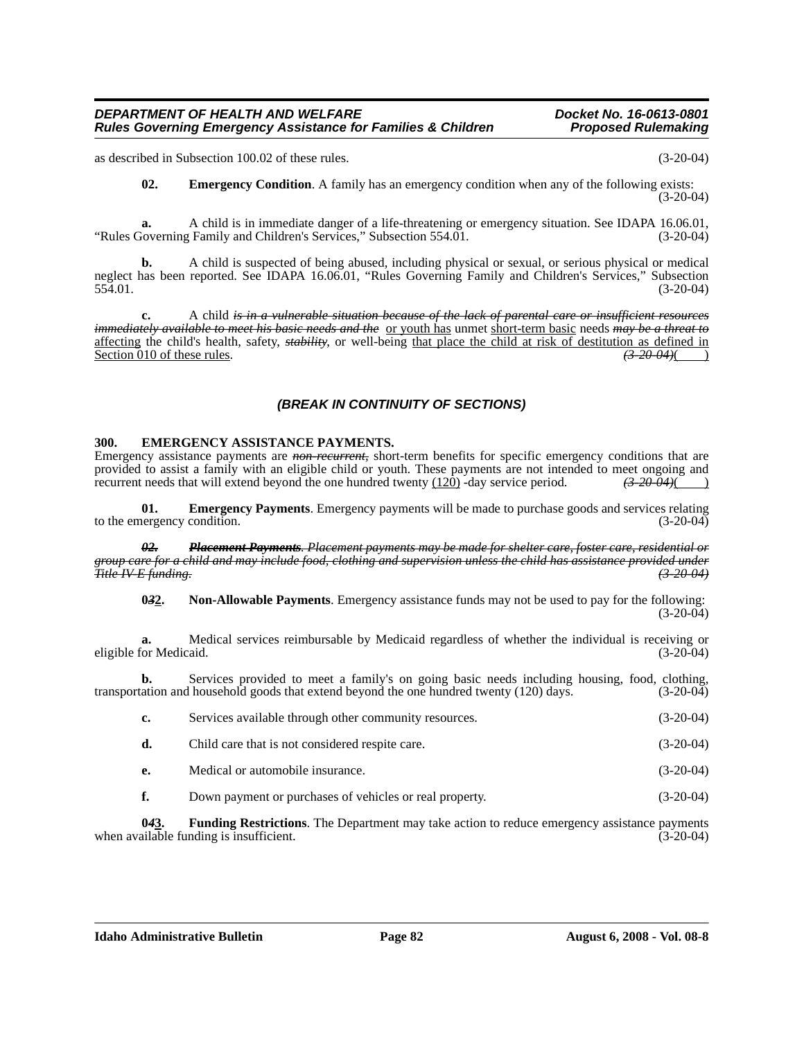as described in Subsection 100.02 of these rules. (3-20-04)

**02. Emergency Condition**. A family has an emergency condition when any of the following exists: (3-20-04)

**a.** A child is in immediate danger of a life-threatening or emergency situation. See IDAPA 16.06.01, "Rules Governing Family and Children's Services," Subsection 554.01. (3-20-04)

**b.** A child is suspected of being abused, including physical or sexual, or serious physical or medical neglect has been reported. See IDAPA 16.06.01, "Rules Governing Family and Children's Services," Subsection 554.01. (3-20-04)

**c.** A child ~~*is in a vulnerable situation because of the lack of parental care or insufficient resources immediately available to meet his basic needs and the*~~ or youth has unmet short-term basic needs ~~*may be a threat to*~~ affecting the child's health, safety, ~~*stability*~~, or well-being that place the child at risk of destitution as defined in Section 010 of these rules. ~~*(3-20-04)*~~( )

### *(BREAK IN CONTINUITY OF SECTIONS)*

## 300. EMERGENCY ASSISTANCE PAYMENTS.

Emergency assistance payments are ~~*non-recurrent,*~~ short-term benefits for specific emergency conditions that are provided to assist a family with an eligible child or youth. These payments are not intended to meet ongoing and recurrent needs that will extend beyond the one hundred twenty (120) -day service period. ~~*(3-20-04)*~~( )

**01. Emergency Payments**. Emergency payments will be made to purchase goods and services relating to the emergency condition. (3-20-04)

~~***02. Placement Payments***~~. ~~*Placement payments may be made for shelter care, foster care, residential or group care for a child and may include food, clothing and supervision unless the child has assistance provided under Title IV-E funding.*~~ ~~*(3-20-04)*~~

**0~~*3*~~2. Non-Allowable Payments**. Emergency assistance funds may not be used to pay for the following: (3-20-04)

**a.** Medical services reimbursable by Medicaid regardless of whether the individual is receiving or eligible for Medicaid. (3-20-04)

**b.** Services provided to meet a family's on going basic needs including housing, food, clothing, transportation and household goods that extend beyond the one hundred twenty (120) days. (3-20-04)

**c.** Services available through other community resources. (3-20-04)

**d.** Child care that is not considered respite care. (3-20-04)

**e.** Medical or automobile insurance. (3-20-04)

**f.** Down payment or purchases of vehicles or real property. (3-20-04)

**0~~*4*~~3. Funding Restrictions**. The Department may take action to reduce emergency assistance payments when available funding is insufficient. (3-20-04)